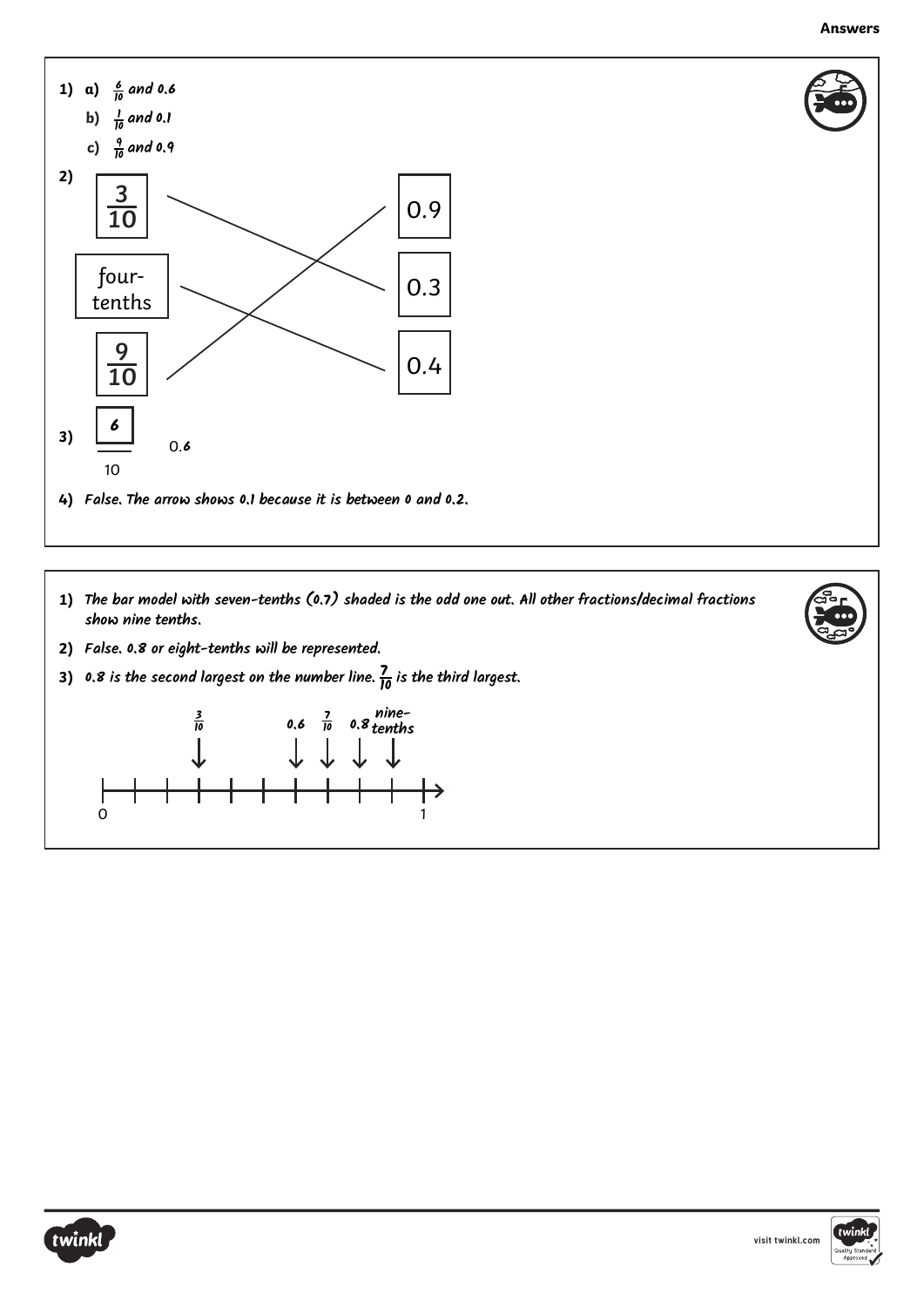**Answers**

1) a) $\frac{6}{10}$ and 0.6

   b) $\frac{1}{10}$ and 0.1

   c) $\frac{9}{10}$ and 0.9

2)

| | |
|---|---|
| $\frac{3}{10}$ | 0.3 |
| four-tenths | 0.4 |
| $\frac{9}{10}$ | 0.9 |

3) $\frac{6}{10}$ 0.6

4) False. The arrow shows 0.1 because it is between 0 and 0.2.

---

1) The bar model with seven-tenths (0.7) shaded is the odd one out. All other fractions/decimal fractions show nine tenths.

2) False. 0.8 or eight-tenths will be represented.

3) 0.8 is the second largest on the number line. $\frac{7}{10}$ is the third largest.

Number line from 0 to 1 with arrows marking: $\frac{3}{10}$, 0.6, $\frac{7}{10}$, 0.8, nine-tenths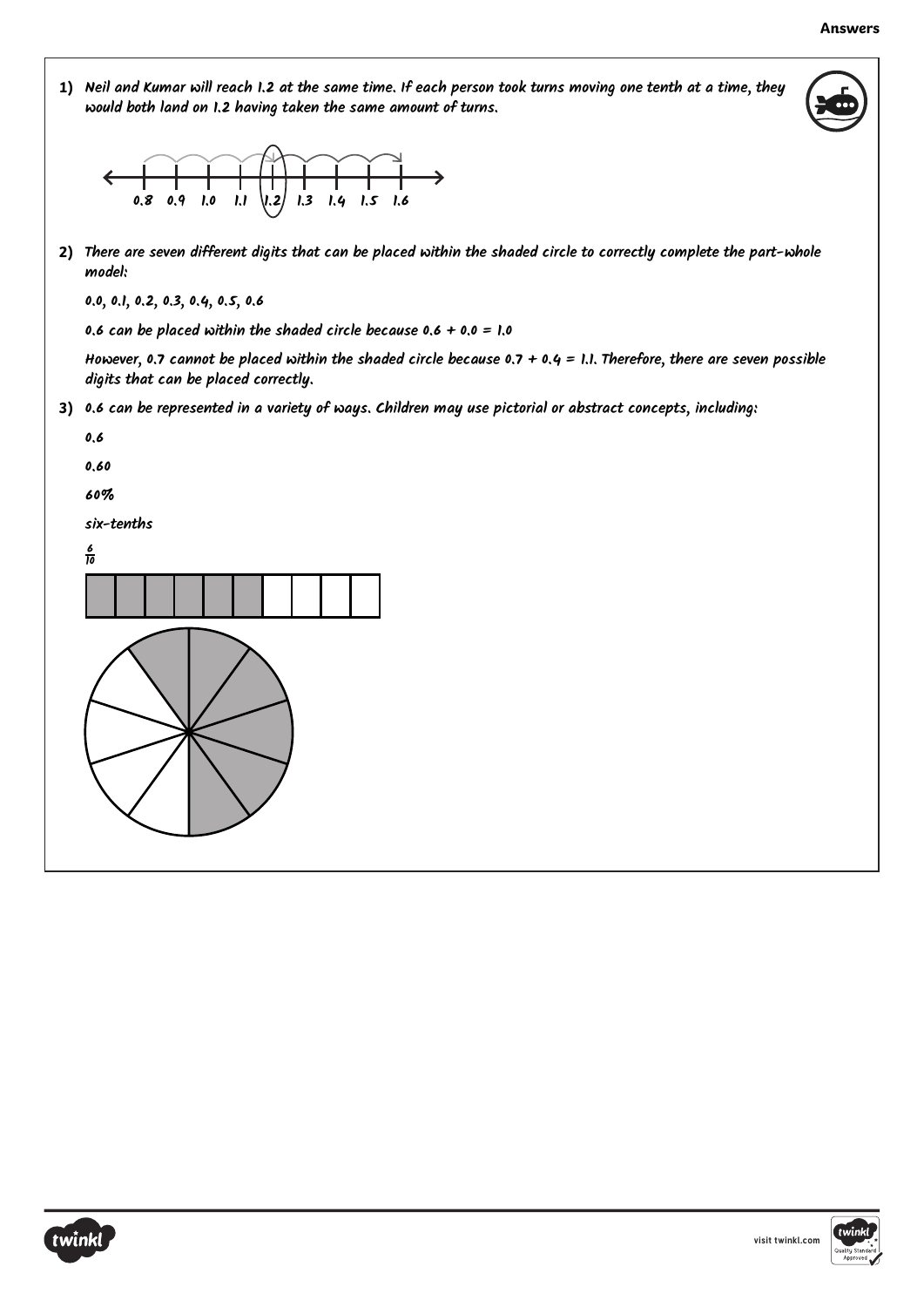**Answers**

1) Neil and Kumar will reach 1.2 at the same time. If each person took turns moving one tenth at a time, they would both land on 1.2 having taken the same amount of turns.

0.8 0.9 1.0 1.1 1.2 1.3 1.4 1.5 1.6

2) There are seven different digits that can be placed within the shaded circle to correctly complete the part-whole model:

0.0, 0.1, 0.2, 0.3, 0.4, 0.5, 0.6

0.6 can be placed within the shaded circle because 0.6 + 0.0 = 1.0

However, 0.7 cannot be placed within the shaded circle because 0.7 + 0.4 = 1.1. Therefore, there are seven possible digits that can be placed correctly.

3) 0.6 can be represented in a variety of ways. Children may use pictorial or abstract concepts, including:

0.6

0.60

60%

six-tenths

$\frac{6}{10}$